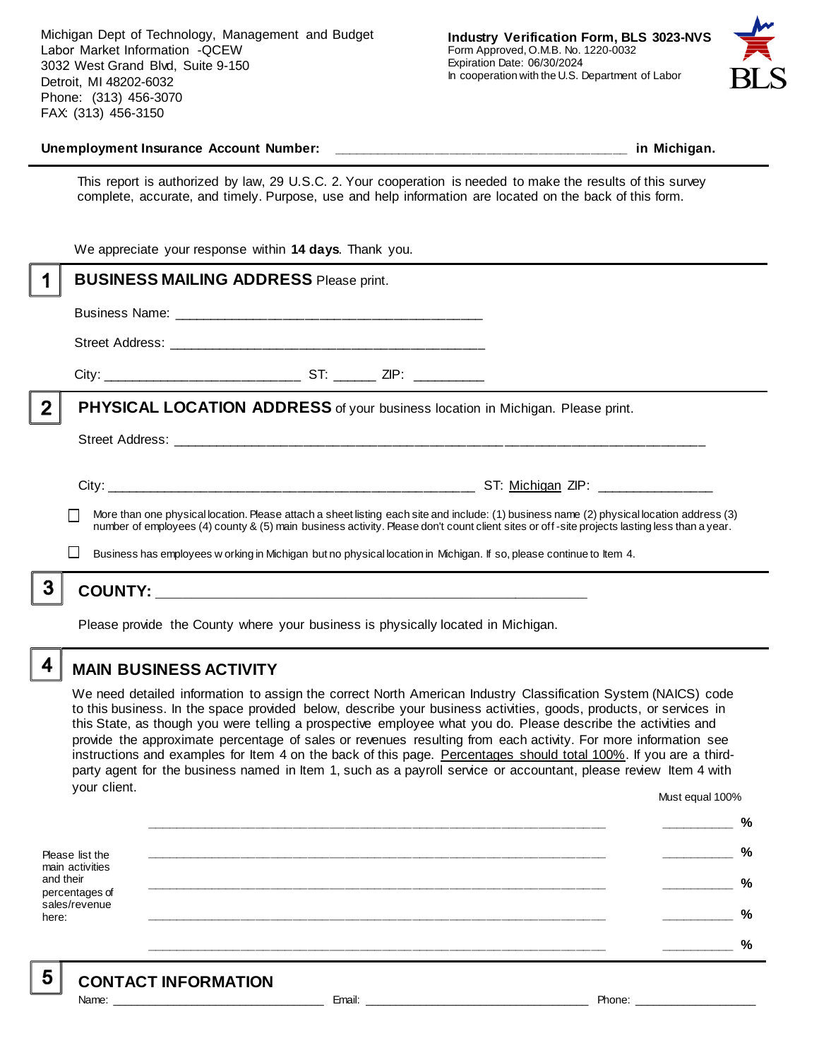Michigan Dept of Technology, Management and Budget
Labor Market Information -QCEW
3032 West Grand Blvd, Suite 9-150
Detroit, MI 48202-6032
Phone: (313) 456-3070
FAX: (313) 456-3150

**Industry Verification Form, BLS 3023-NVS**
Form Approved, O.M.B. No. 1220-0032
Expiration Date: 06/30/2024
In cooperation with the U.S. Department of Labor

**Unemployment Insurance Account Number:** ______________________________________ **in Michigan.**

This report is authorized by law, 29 U.S.C. 2. Your cooperation is needed to make the results of this survey complete, accurate, and timely. Purpose, use and help information are located on the back of this form.

We appreciate your response within **14 days**. Thank you.

## 1 BUSINESS MAILING ADDRESS

Please print.

Business Name: ________________________________________

Street Address: ________________________________________

City: _________________________ ST: ______ ZIP: __________

## 2 PHYSICAL LOCATION ADDRESS

of your business location in Michigan. Please print.

Street Address: ______________________________________________________________________

City: ________________________________________________ ST: Michigan ZIP: _______________

☐ More than one physical location. Please attach a sheet listing each site and include: (1) business name (2) physical location address (3) number of employees (4) county & (5) main business activity. Please don't count client sites or off-site projects lasting less than a year.

☐ Business has employees working in Michigan but no physical location in Michigan. If so, please continue to Item 4.

## 3 COUNTY: ________________________________________________________

Please provide the County where your business is physically located in Michigan.

## 4 MAIN BUSINESS ACTIVITY

We need detailed information to assign the correct North American Industry Classification System (NAICS) code to this business. In the space provided below, describe your business activities, goods, products, or services in this State, as though you were telling a prospective employee what you do. Please describe the activities and provide the approximate percentage of sales or revenues resulting from each activity. For more information see instructions and examples for Item 4 on the back of this page. Percentages should total 100%. If you are a third-party agent for the business named in Item 1, such as a payroll service or accountant, please review Item 4 with your client.

Please list the main activities and their percentages of sales/revenue here:

| Activity | Must equal 100% |
|---|---|
| ____________________________________________________________ | __________ % |
| ____________________________________________________________ | __________ % |
| ____________________________________________________________ | __________ % |
| ____________________________________________________________ | __________ % |
| ____________________________________________________________ | __________ % |

## 5 CONTACT INFORMATION

Name: ______________________________ Email: ________________________________ Phone: __________________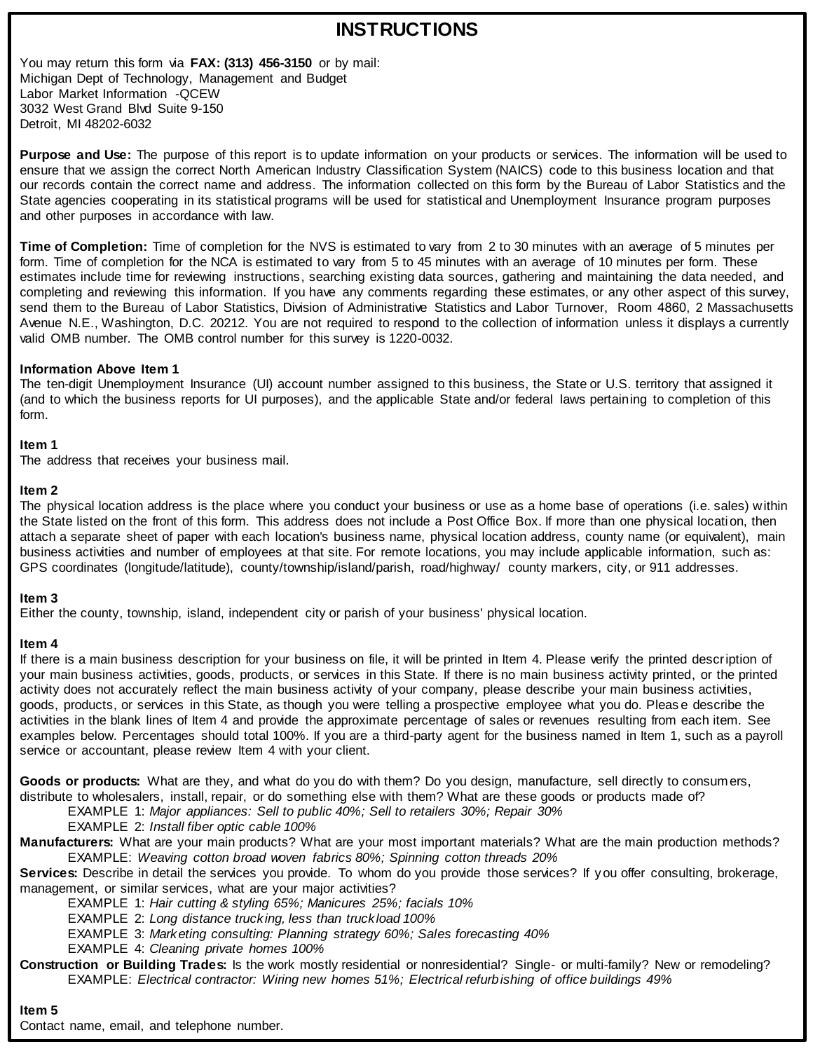# INSTRUCTIONS

You may return this form via **FAX: (313) 456-3150** or by mail:
Michigan Dept of Technology, Management and Budget
Labor Market Information -QCEW
3032 West Grand Blvd Suite 9-150
Detroit, MI 48202-6032

**Purpose and Use:** The purpose of this report is to update information on your products or services. The information will be used to ensure that we assign the correct North American Industry Classification System (NAICS) code to this business location and that our records contain the correct name and address. The information collected on this form by the Bureau of Labor Statistics and the State agencies cooperating in its statistical programs will be used for statistical and Unemployment Insurance program purposes and other purposes in accordance with law.

**Time of Completion:** Time of completion for the NVS is estimated to vary from 2 to 30 minutes with an average of 5 minutes per form. Time of completion for the NCA is estimated to vary from 5 to 45 minutes with an average of 10 minutes per form. These estimates include time for reviewing instructions, searching existing data sources, gathering and maintaining the data needed, and completing and reviewing this information. If you have any comments regarding these estimates, or any other aspect of this survey, send them to the Bureau of Labor Statistics, Division of Administrative Statistics and Labor Turnover, Room 4860, 2 Massachusetts Avenue N.E., Washington, D.C. 20212. You are not required to respond to the collection of information unless it displays a currently valid OMB number. The OMB control number for this survey is 1220-0032.

**Information Above Item 1**
The ten-digit Unemployment Insurance (UI) account number assigned to this business, the State or U.S. territory that assigned it (and to which the business reports for UI purposes), and the applicable State and/or federal laws pertaining to completion of this form.

**Item 1**
The address that receives your business mail.

**Item 2**
The physical location address is the place where you conduct your business or use as a home base of operations (i.e. sales) within the State listed on the front of this form. This address does not include a Post Office Box. If more than one physical location, then attach a separate sheet of paper with each location's business name, physical location address, county name (or equivalent), main business activities and number of employees at that site. For remote locations, you may include applicable information, such as: GPS coordinates (longitude/latitude), county/township/island/parish, road/highway/ county markers, city, or 911 addresses.

**Item 3**
Either the county, township, island, independent city or parish of your business' physical location.

**Item 4**
If there is a main business description for your business on file, it will be printed in Item 4. Please verify the printed description of your main business activities, goods, products, or services in this State. If there is no main business activity printed, or the printed activity does not accurately reflect the main business activity of your company, please describe your main business activities, goods, products, or services in this State, as though you were telling a prospective employee what you do. Please describe the activities in the blank lines of Item 4 and provide the approximate percentage of sales or revenues resulting from each item. See examples below. Percentages should total 100%. If you are a third-party agent for the business named in Item 1, such as a payroll service or accountant, please review Item 4 with your client.

**Goods or products:** What are they, and what do you do with them? Do you design, manufacture, sell directly to consumers, distribute to wholesalers, install, repair, or do something else with them? What are these goods or products made of?
- EXAMPLE 1: *Major appliances: Sell to public 40%; Sell to retailers 30%; Repair 30%*
- EXAMPLE 2: *Install fiber optic cable 100%*

**Manufacturers:** What are your main products? What are your most important materials? What are the main production methods?
- EXAMPLE: *Weaving cotton broad woven fabrics 80%; Spinning cotton threads 20%*

**Services:** Describe in detail the services you provide. To whom do you provide those services? If you offer consulting, brokerage, management, or similar services, what are your major activities?
- EXAMPLE 1: *Hair cutting & styling 65%; Manicures 25%; facials 10%*
- EXAMPLE 2: *Long distance trucking, less than truckload 100%*
- EXAMPLE 3: *Marketing consulting: Planning strategy 60%; Sales forecasting 40%*
- EXAMPLE 4: *Cleaning private homes 100%*

**Construction or Building Trades:** Is the work mostly residential or nonresidential? Single- or multi-family? New or remodeling?
- EXAMPLE: *Electrical contractor: Wiring new homes 51%; Electrical refurbishing of office buildings 49%*

**Item 5**
Contact name, email, and telephone number.